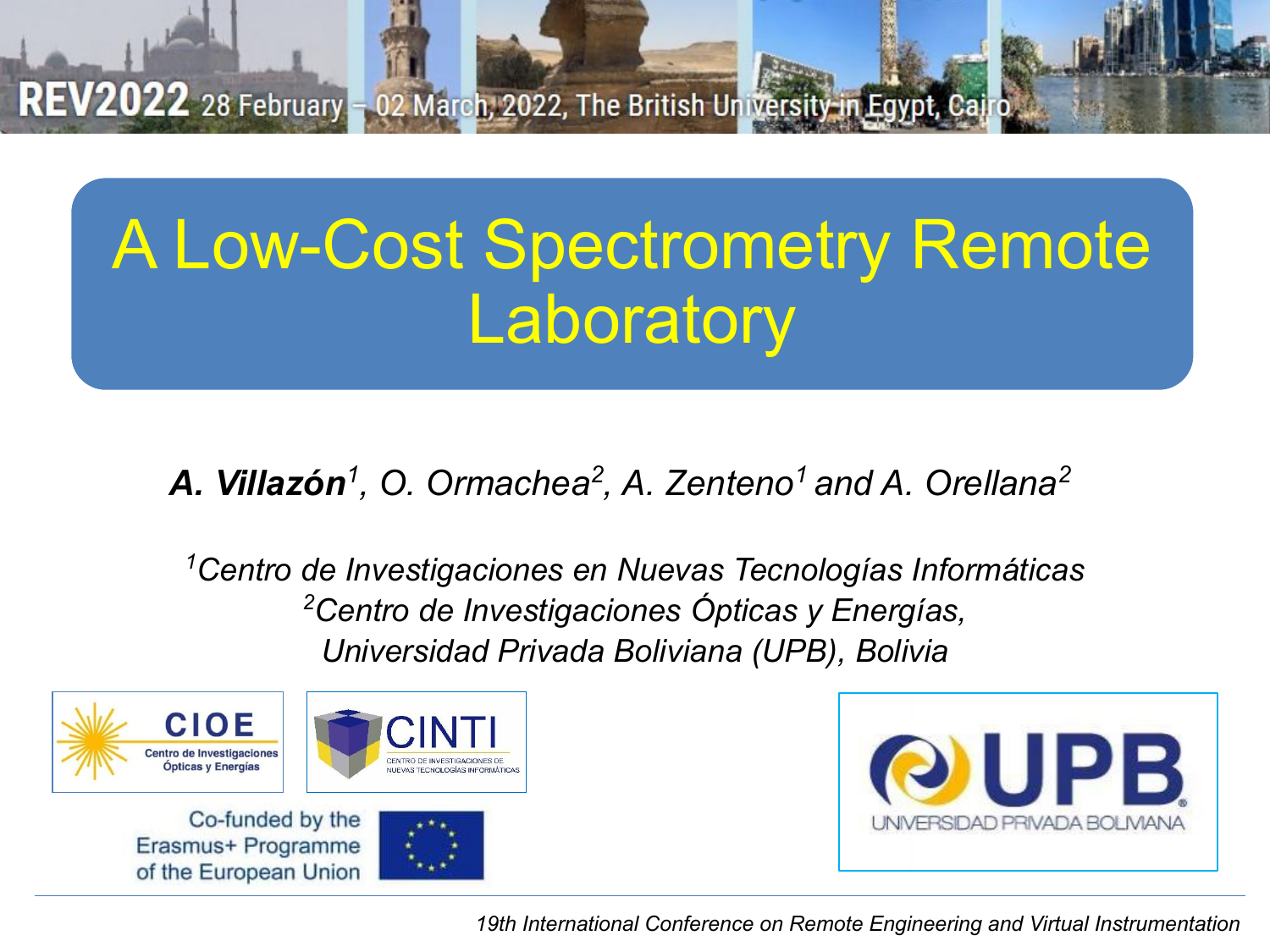REV2022 28 February – 02 March, 2022, The British University in Egypt, Cairo

# A Low-Cost Spectrometry Remote Laboratory

***A. Villazón*[1]**, *O. Ormachea*[2], *A. Zenteno*[1] *and A. Orellana*[2]

[1]*Centro de Investigaciones en Nuevas Tecnologías Informáticas*
[2]*Centro de Investigaciones Ópticas y Energías,*
*Universidad Privada Boliviana (UPB), Bolivia*

CIOE Centro de Investigaciones Ópticas y Energías

CINTI Centro de Investigaciones de Nuevas Tecnologías Informáticas

Co-funded by the Erasmus+ Programme of the European Union

UPB Universidad Privada Boliviana

*19th International Conference on Remote Engineering and Virtual Instrumentation*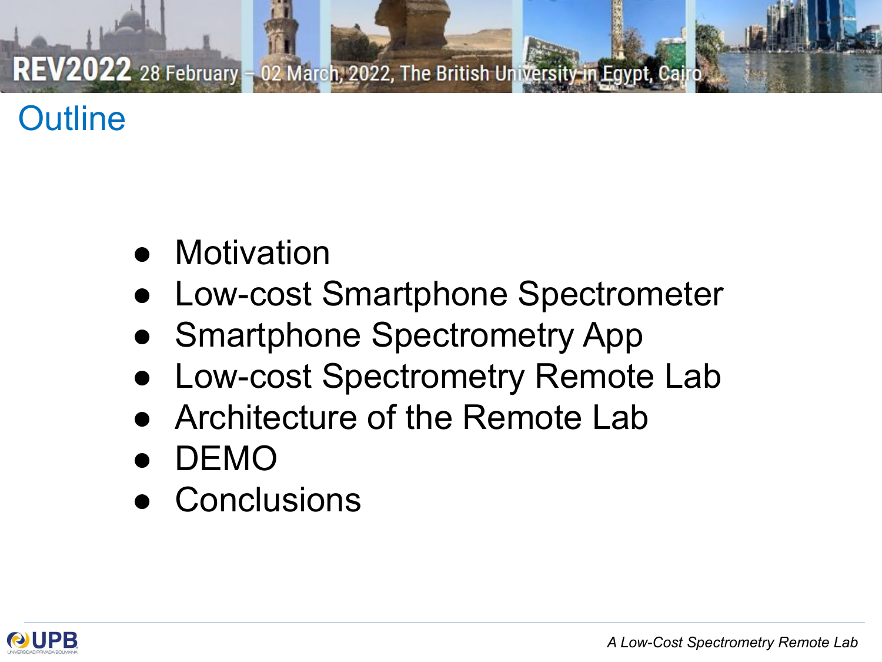# Outline

- Motivation
- Low-cost Smartphone Spectrometer
- Smartphone Spectrometry App
- Low-cost Spectrometry Remote Lab
- Architecture of the Remote Lab
- DEMO
- Conclusions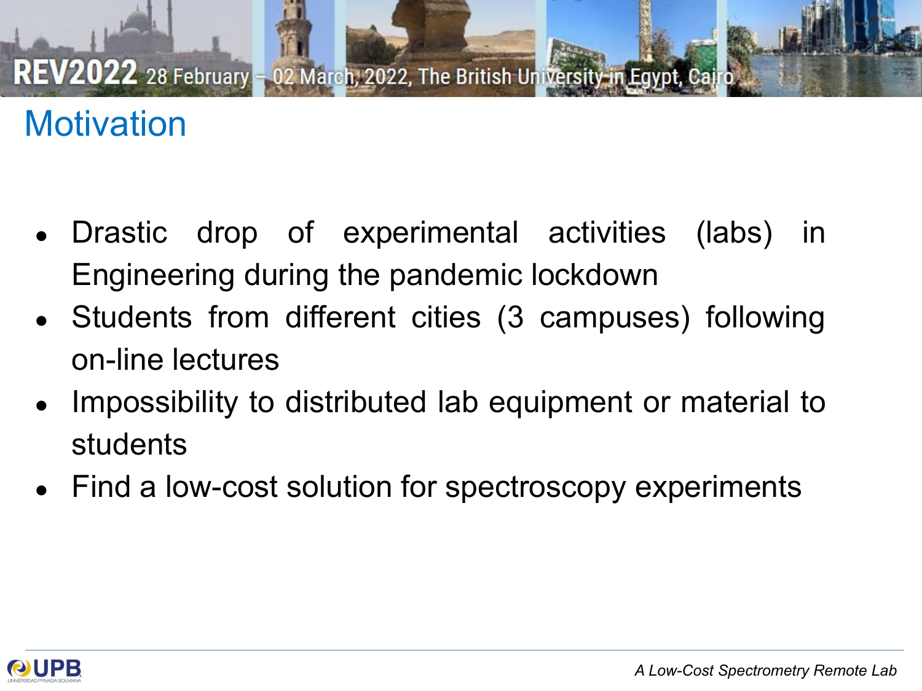# Motivation

- Drastic drop of experimental activities (labs) in Engineering during the pandemic lockdown
- Students from different cities (3 campuses) following on-line lectures
- Impossibility to distributed lab equipment or material to students
- Find a low-cost solution for spectroscopy experiments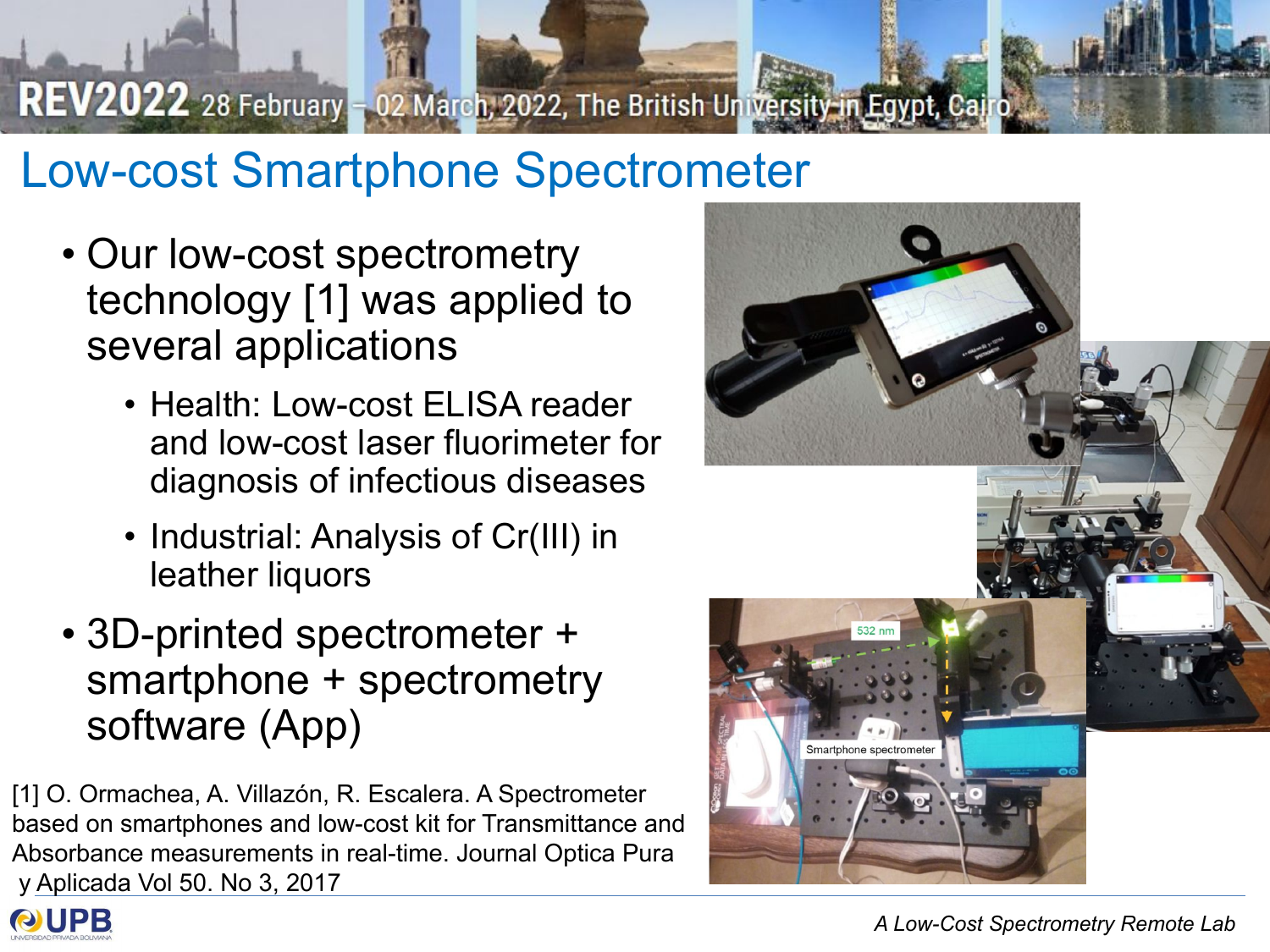# Low-cost Smartphone Spectrometer

- Our low-cost spectrometry technology [1] was applied to several applications
  - Health: Low-cost ELISA reader and low-cost laser fluorimeter for diagnosis of infectious diseases
  - Industrial: Analysis of Cr(III) in leather liquors
- 3D-printed spectrometer + smartphone + spectrometry software (App)

[1] O. Ormachea, A. Villazón, R. Escalera. A Spectrometer based on smartphones and low-cost kit for Transmittance and Absorbance measurements in real-time. Journal Optica Pura y Aplicada Vol 50. No 3, 2017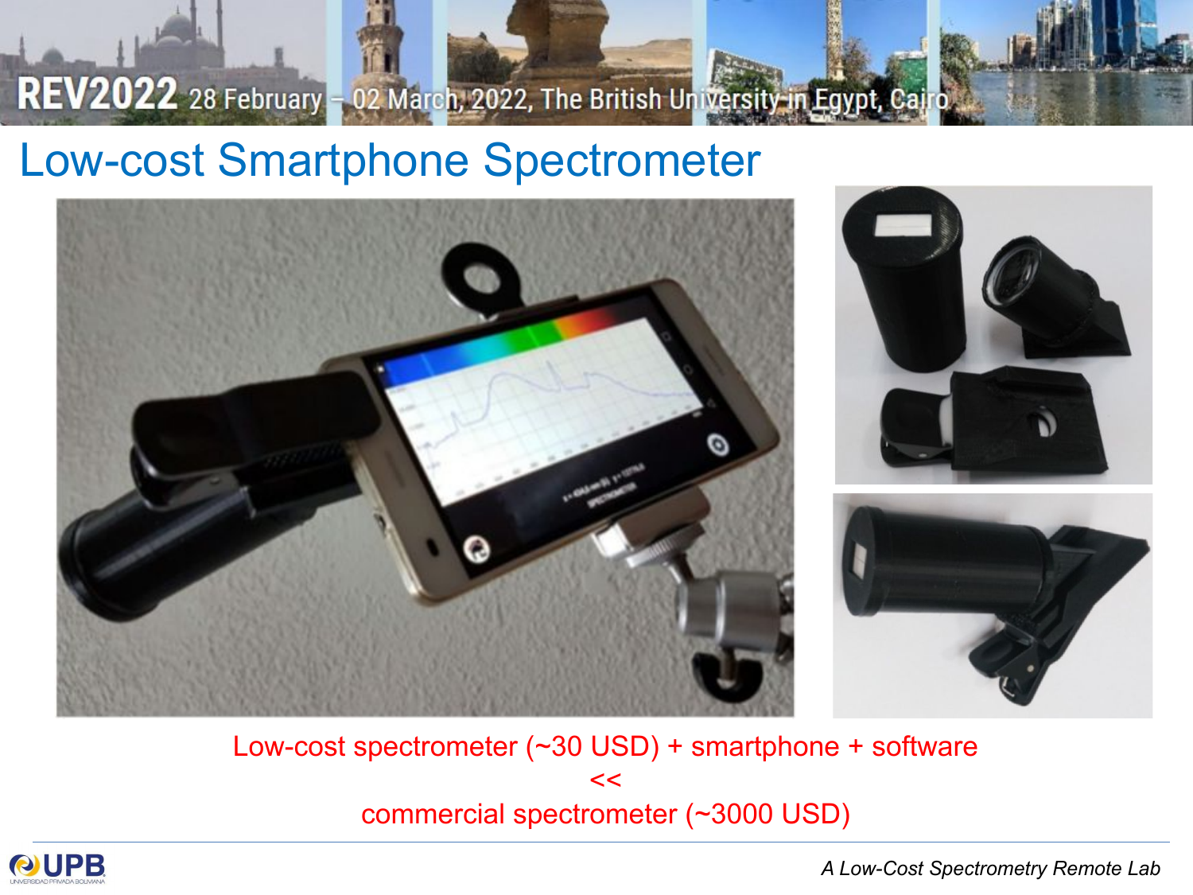# Low-cost Smartphone Spectrometer

Low-cost spectrometer (~30 USD) + smartphone + software

<<

commercial spectrometer (~3000 USD)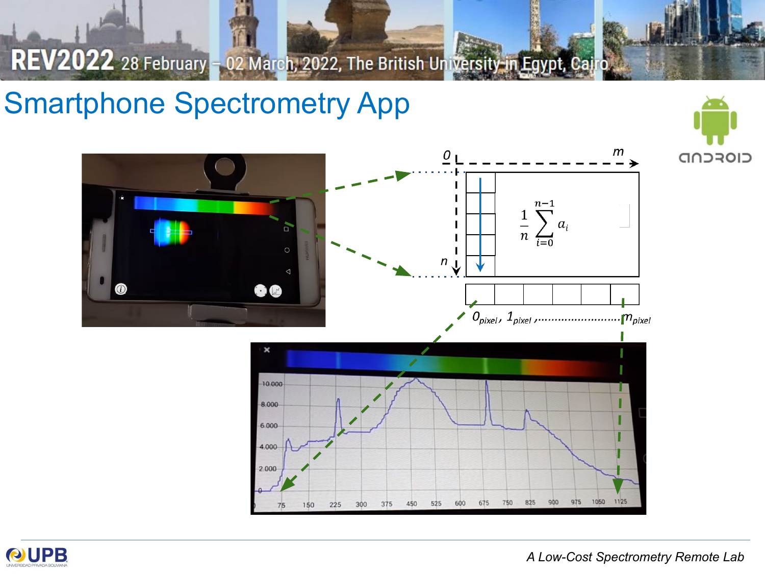# Smartphone Spectrometry App

$0$ $m$

$n$

$$\frac{1}{n}\sum_{i=0}^{n-1} a_i$$

$0_{pixel}$, $1_{pixel}$ ,........................ $m_{pixel}$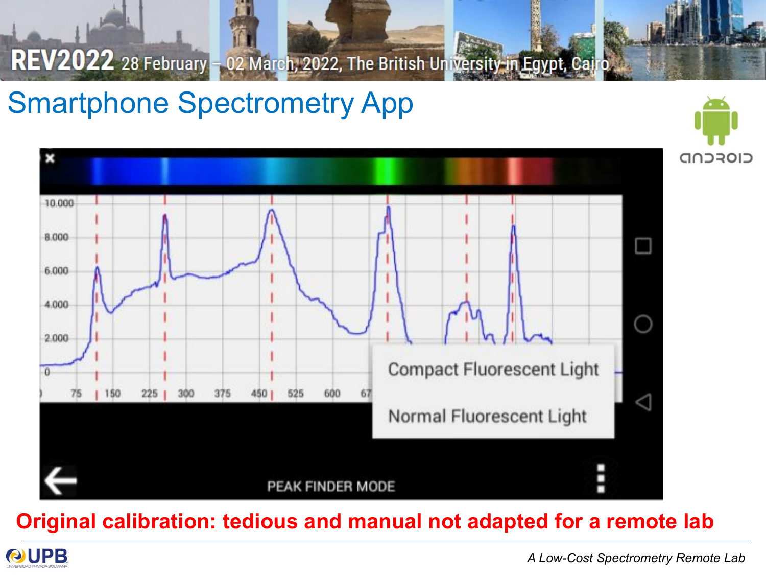# Smartphone Spectrometry App

**Original calibration: tedious and manual not adapted for a remote lab**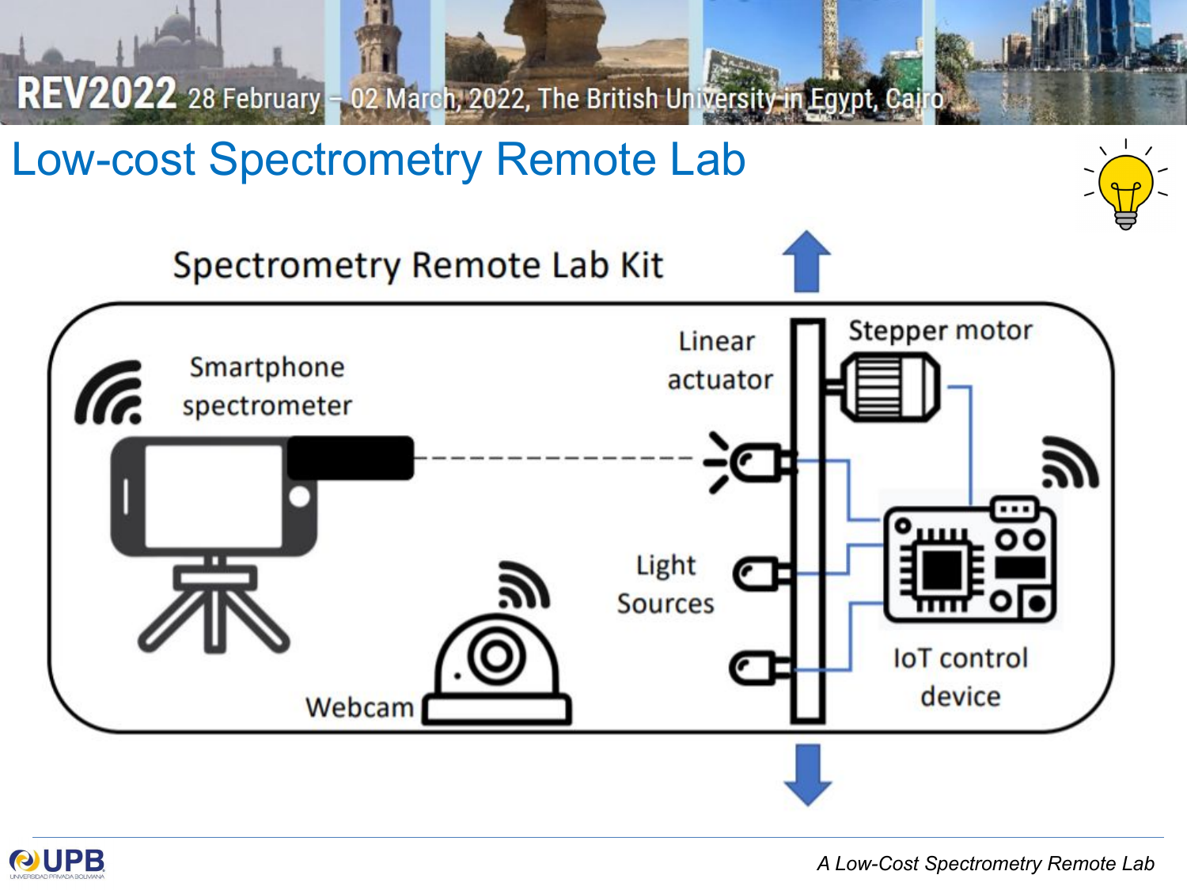# Low-cost Spectrometry Remote Lab

Spectrometry Remote Lab Kit

Smartphone spectrometer

Linear actuator

Stepper motor

Light Sources

IoT control device

Webcam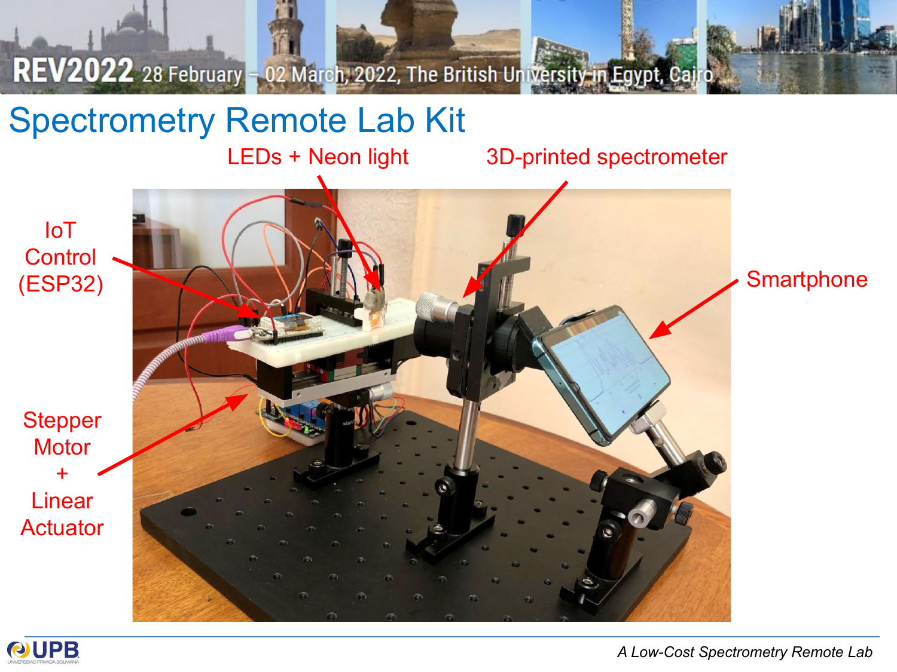# Spectrometry Remote Lab Kit

LEDs + Neon light

3D-printed spectrometer

IoT Control (ESP32)

Smartphone

Stepper Motor + Linear Actuator

*A Low-Cost Spectrometry Remote Lab*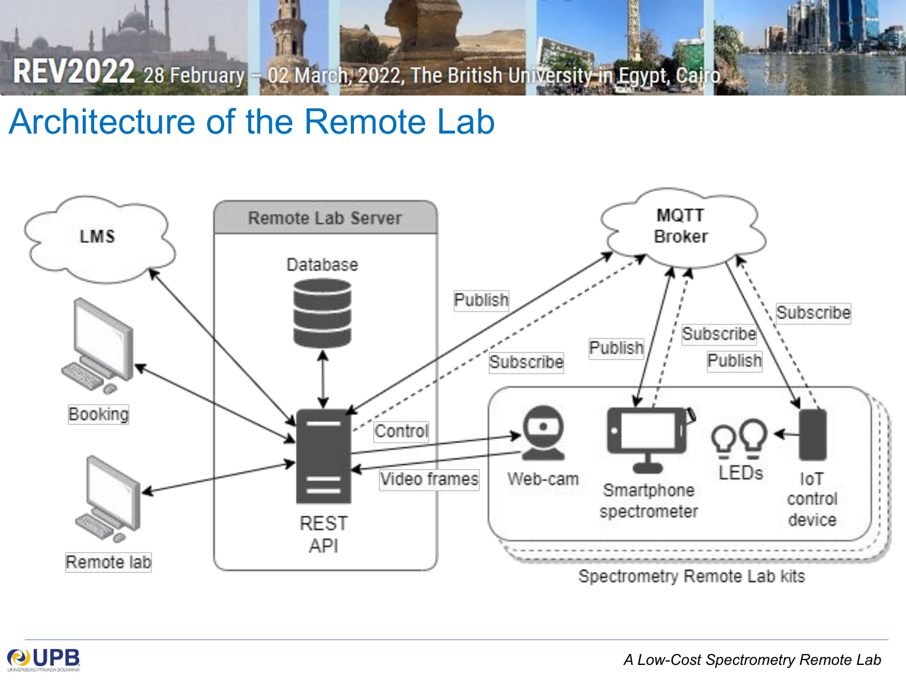# Architecture of the Remote Lab

LMS

Remote Lab Server

Database

REST API

Booking

Remote lab

MQTT Broker

Publish

Subscribe

Publish

Subscribe

Publish

Subscribe

Control

Video frames

Web-cam

Smartphone spectrometer

LEDs

IoT control device

Spectrometry Remote Lab kits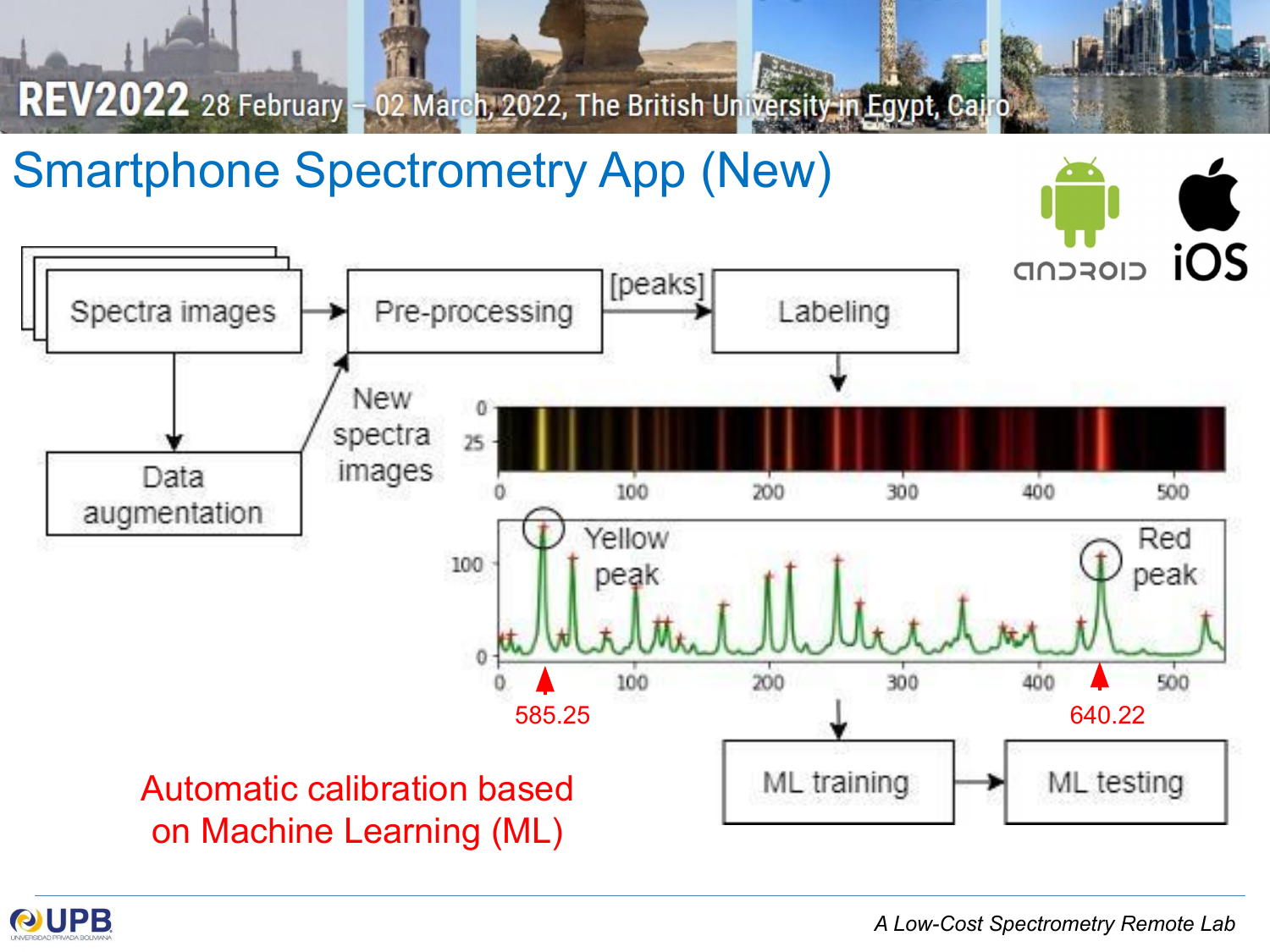# Smartphone Spectrometry App (New)

Spectra images → Pre-processing → [peaks] → Labeling

Spectra images → Data augmentation → New spectra images → Pre-processing

Labeling → ML training → ML testing

Yellow peak: 585.25

Red peak: 640.22

Automatic calibration based on Machine Learning (ML)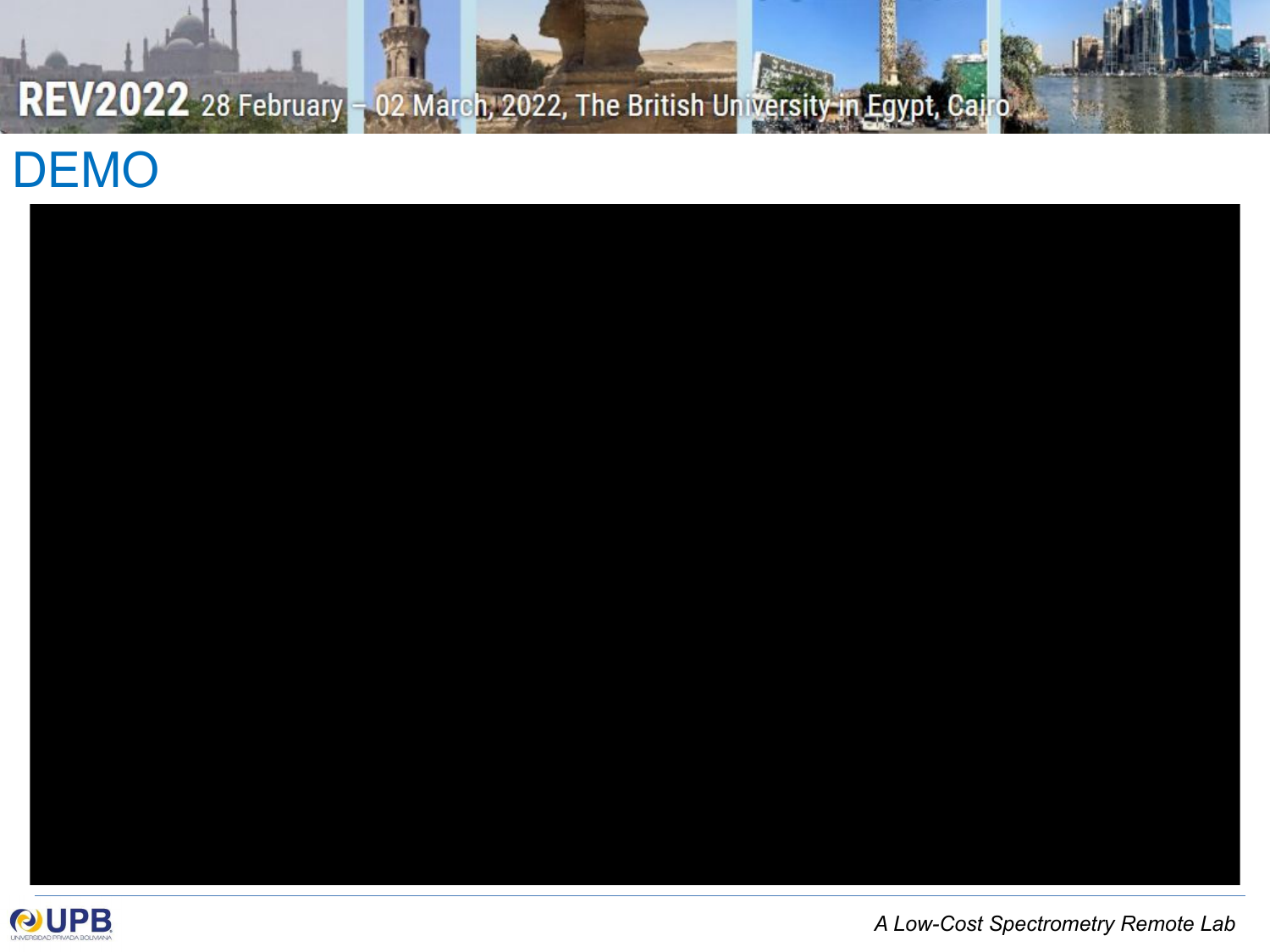# DEMO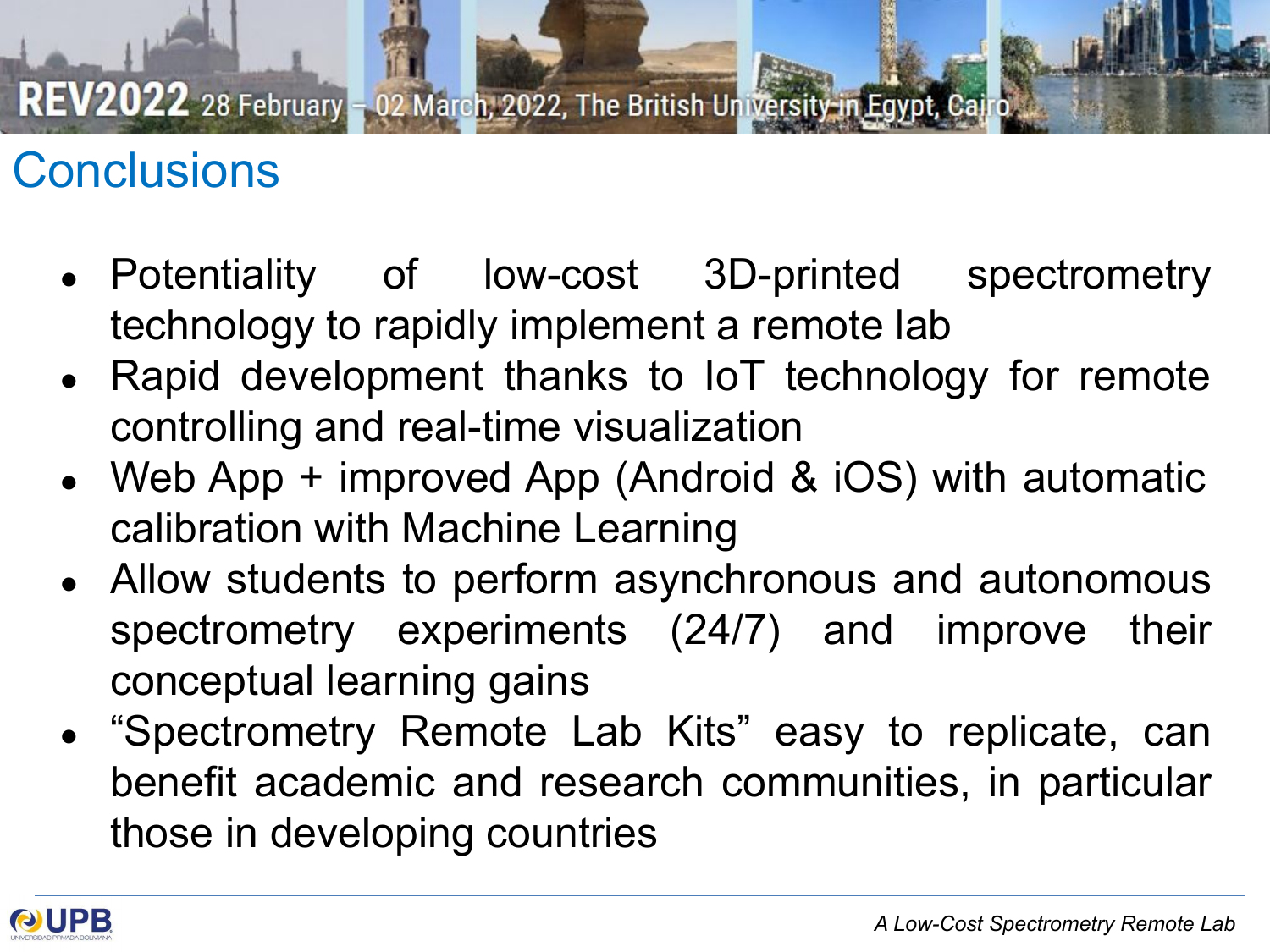# Conclusions

- Potentiality of low-cost 3D-printed spectrometry technology to rapidly implement a remote lab
- Rapid development thanks to IoT technology for remote controlling and real-time visualization
- Web App + improved App (Android & iOS) with automatic calibration with Machine Learning
- Allow students to perform asynchronous and autonomous spectrometry experiments (24/7) and improve their conceptual learning gains
- "Spectrometry Remote Lab Kits" easy to replicate, can benefit academic and research communities, in particular those in developing countries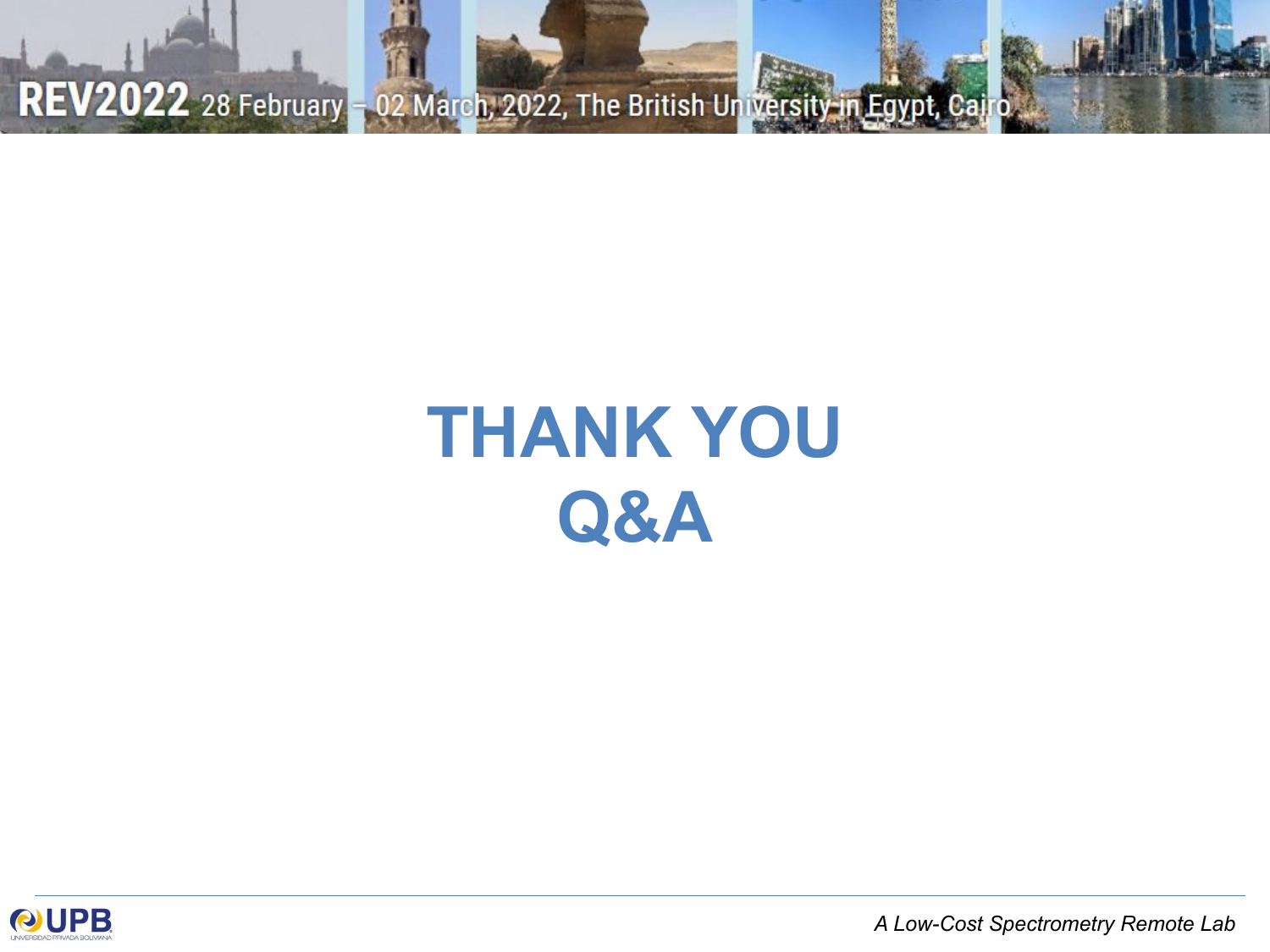# THANK YOU
# Q&A